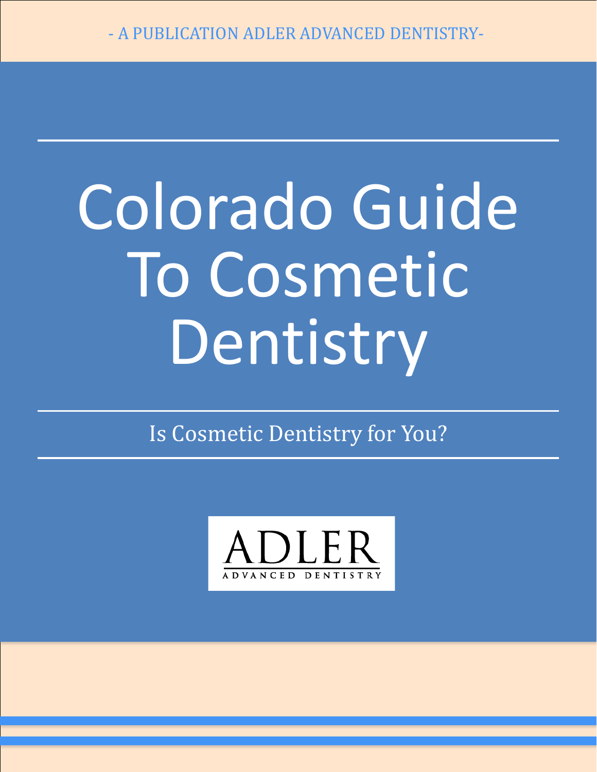- A PUBLICATION ADLER ADVANCED DENTISTRY-

# Colorado Guide To Cosmetic Dentistry

## Is Cosmetic Dentistry for You?

ADLER

ADVANCED DENTISTRY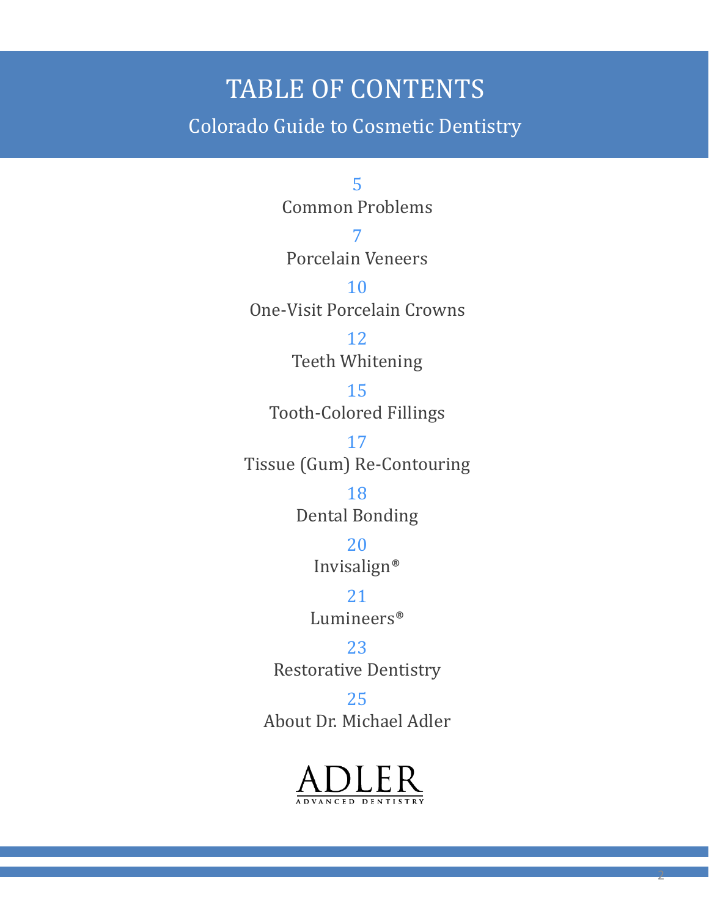# TABLE OF CONTENTS

## Colorado Guide to Cosmetic Dentistry

5
Common Problems

7
Porcelain Veneers

10
One-Visit Porcelain Crowns

12
Teeth Whitening

15
Tooth-Colored Fillings

17
Tissue (Gum) Re-Contouring

18
Dental Bonding

20
Invisalign®

21
Lumineers®

23
Restorative Dentistry

25
About Dr. Michael Adler

ADLER
ADVANCED DENTISTRY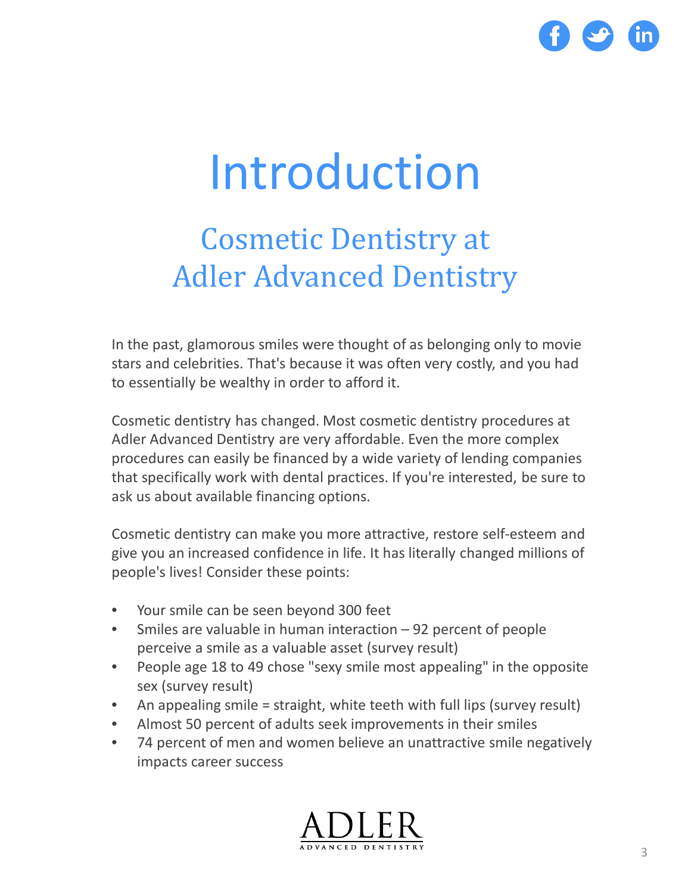# Introduction

## Cosmetic Dentistry at Adler Advanced Dentistry

In the past, glamorous smiles were thought of as belonging only to movie stars and celebrities. That's because it was often very costly, and you had to essentially be wealthy in order to afford it.

Cosmetic dentistry has changed. Most cosmetic dentistry procedures at Adler Advanced Dentistry are very affordable. Even the more complex procedures can easily be financed by a wide variety of lending companies that specifically work with dental practices. If you're interested, be sure to ask us about available financing options.

Cosmetic dentistry can make you more attractive, restore self-esteem and give you an increased confidence in life. It has literally changed millions of people's lives! Consider these points:

- Your smile can be seen beyond 300 feet
- Smiles are valuable in human interaction – 92 percent of people perceive a smile as a valuable asset (survey result)
- People age 18 to 49 chose "sexy smile most appealing" in the opposite sex (survey result)
- An appealing smile = straight, white teeth with full lips (survey result)
- Almost 50 percent of adults seek improvements in their smiles
- 74 percent of men and women believe an unattractive smile negatively impacts career success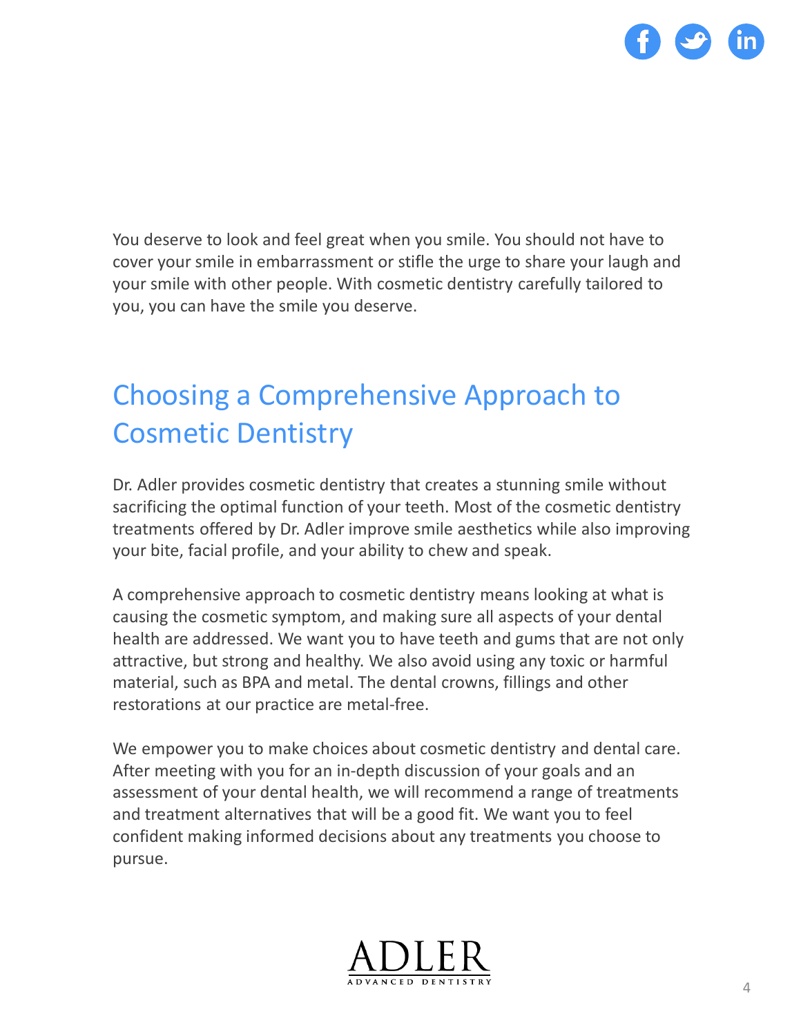You deserve to look and feel great when you smile. You should not have to cover your smile in embarrassment or stifle the urge to share your laugh and your smile with other people. With cosmetic dentistry carefully tailored to you, you can have the smile you deserve.

## Choosing a Comprehensive Approach to Cosmetic Dentistry

Dr. Adler provides cosmetic dentistry that creates a stunning smile without sacrificing the optimal function of your teeth. Most of the cosmetic dentistry treatments offered by Dr. Adler improve smile aesthetics while also improving your bite, facial profile, and your ability to chew and speak.

A comprehensive approach to cosmetic dentistry means looking at what is causing the cosmetic symptom, and making sure all aspects of your dental health are addressed. We want you to have teeth and gums that are not only attractive, but strong and healthy. We also avoid using any toxic or harmful material, such as BPA and metal. The dental crowns, fillings and other restorations at our practice are metal-free.

We empower you to make choices about cosmetic dentistry and dental care. After meeting with you for an in-depth discussion of your goals and an assessment of your dental health, we will recommend a range of treatments and treatment alternatives that will be a good fit. We want you to feel confident making informed decisions about any treatments you choose to pursue.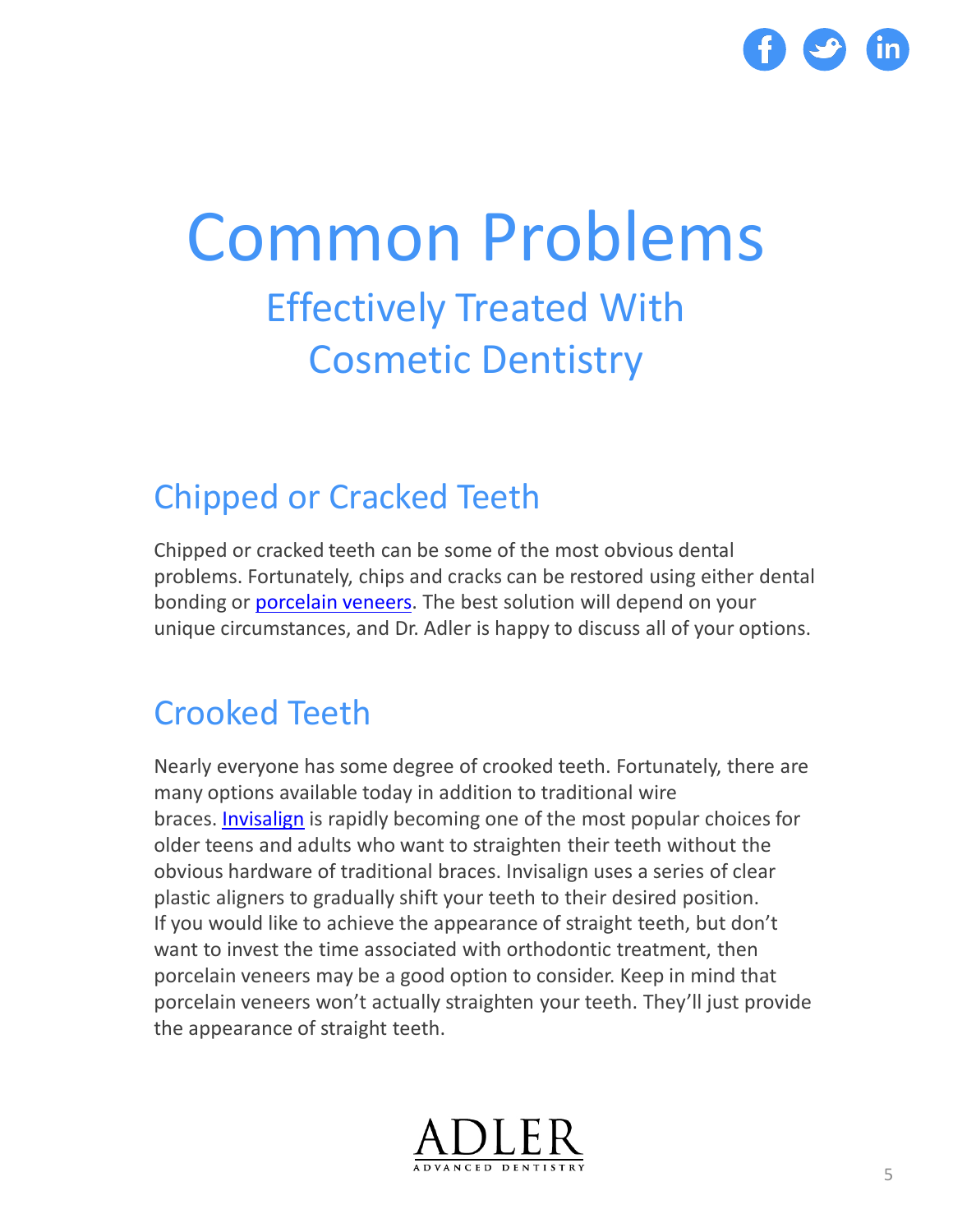# Common Problems

## Effectively Treated With Cosmetic Dentistry

### Chipped or Cracked Teeth

Chipped or cracked teeth can be some of the most obvious dental problems. Fortunately, chips and cracks can be restored using either dental bonding or porcelain veneers. The best solution will depend on your unique circumstances, and Dr. Adler is happy to discuss all of your options.

### Crooked Teeth

Nearly everyone has some degree of crooked teeth. Fortunately, there are many options available today in addition to traditional wire braces. Invisalign is rapidly becoming one of the most popular choices for older teens and adults who want to straighten their teeth without the obvious hardware of traditional braces. Invisalign uses a series of clear plastic aligners to gradually shift your teeth to their desired position. If you would like to achieve the appearance of straight teeth, but don't want to invest the time associated with orthodontic treatment, then porcelain veneers may be a good option to consider. Keep in mind that porcelain veneers won't actually straighten your teeth. They'll just provide the appearance of straight teeth.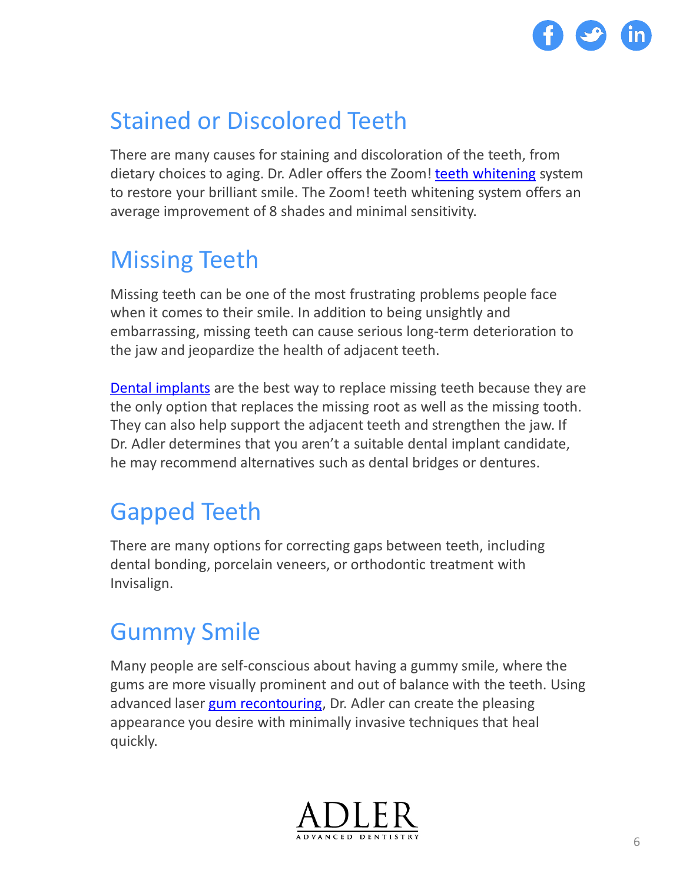## Stained or Discolored Teeth

There are many causes for staining and discoloration of the teeth, from dietary choices to aging. Dr. Adler offers the Zoom! teeth whitening system to restore your brilliant smile. The Zoom! teeth whitening system offers an average improvement of 8 shades and minimal sensitivity.

## Missing Teeth

Missing teeth can be one of the most frustrating problems people face when it comes to their smile. In addition to being unsightly and embarrassing, missing teeth can cause serious long-term deterioration to the jaw and jeopardize the health of adjacent teeth.

Dental implants are the best way to replace missing teeth because they are the only option that replaces the missing root as well as the missing tooth. They can also help support the adjacent teeth and strengthen the jaw. If Dr. Adler determines that you aren't a suitable dental implant candidate, he may recommend alternatives such as dental bridges or dentures.

## Gapped Teeth

There are many options for correcting gaps between teeth, including dental bonding, porcelain veneers, or orthodontic treatment with Invisalign.

## Gummy Smile

Many people are self-conscious about having a gummy smile, where the gums are more visually prominent and out of balance with the teeth. Using advanced laser gum recontouring, Dr. Adler can create the pleasing appearance you desire with minimally invasive techniques that heal quickly.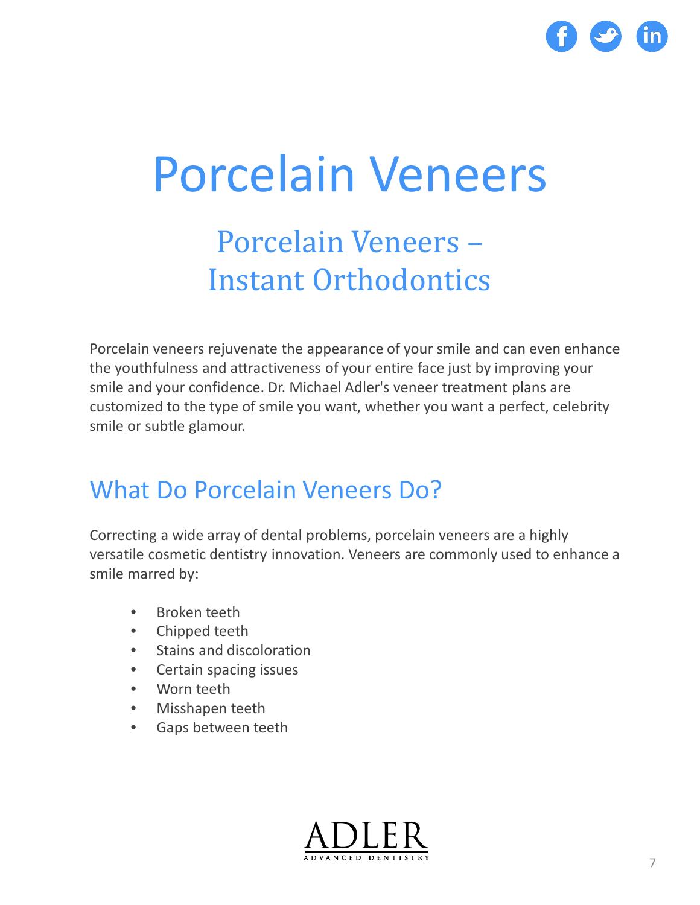# Porcelain Veneers

## Porcelain Veneers – Instant Orthodontics

Porcelain veneers rejuvenate the appearance of your smile and can even enhance the youthfulness and attractiveness of your entire face just by improving your smile and your confidence. Dr. Michael Adler's veneer treatment plans are customized to the type of smile you want, whether you want a perfect, celebrity smile or subtle glamour.

## What Do Porcelain Veneers Do?

Correcting a wide array of dental problems, porcelain veneers are a highly versatile cosmetic dentistry innovation. Veneers are commonly used to enhance a smile marred by:

- Broken teeth
- Chipped teeth
- Stains and discoloration
- Certain spacing issues
- Worn teeth
- Misshapen teeth
- Gaps between teeth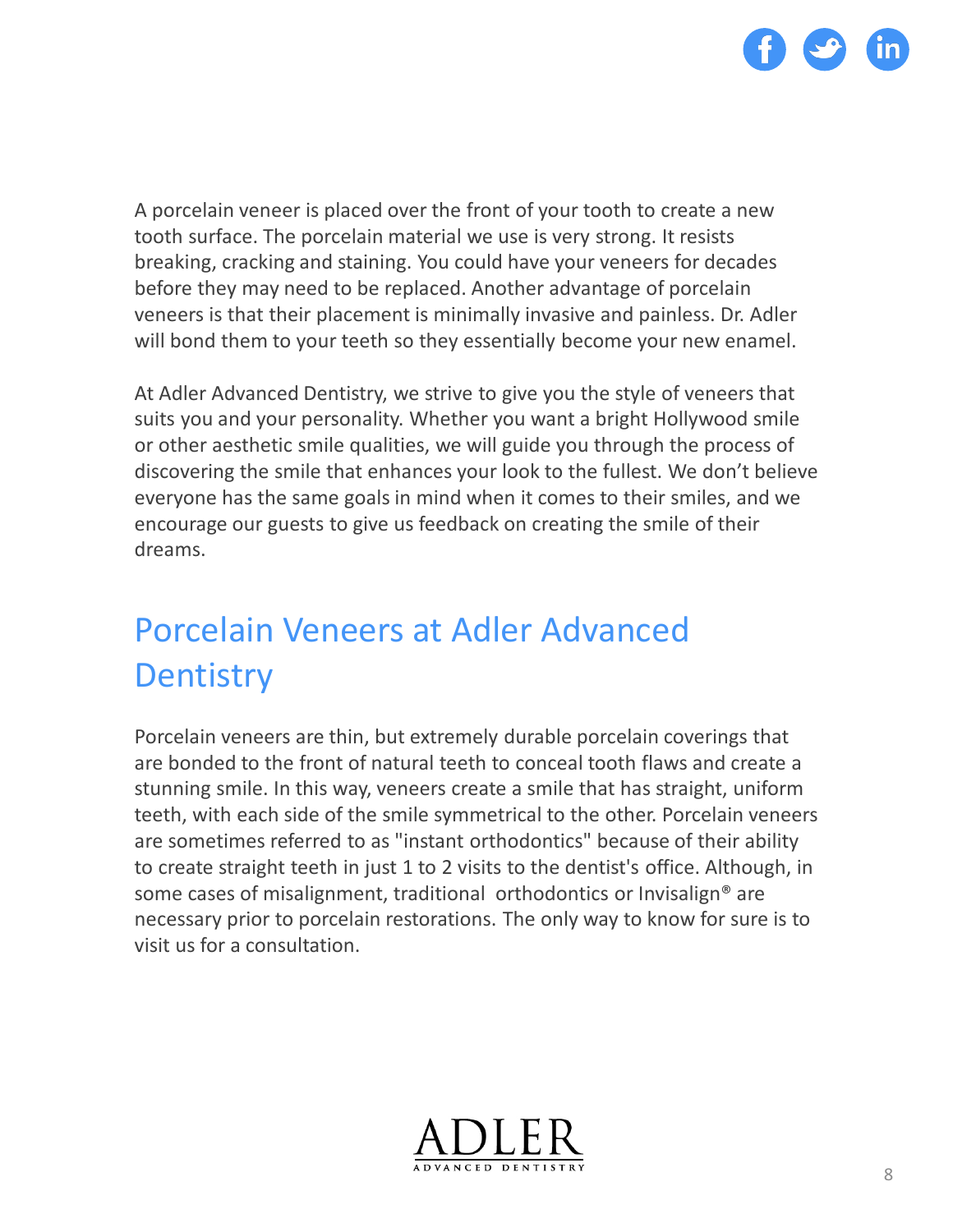A porcelain veneer is placed over the front of your tooth to create a new tooth surface. The porcelain material we use is very strong. It resists breaking, cracking and staining. You could have your veneers for decades before they may need to be replaced. Another advantage of porcelain veneers is that their placement is minimally invasive and painless. Dr. Adler will bond them to your teeth so they essentially become your new enamel.

At Adler Advanced Dentistry, we strive to give you the style of veneers that suits you and your personality. Whether you want a bright Hollywood smile or other aesthetic smile qualities, we will guide you through the process of discovering the smile that enhances your look to the fullest. We don't believe everyone has the same goals in mind when it comes to their smiles, and we encourage our guests to give us feedback on creating the smile of their dreams.

## Porcelain Veneers at Adler Advanced Dentistry

Porcelain veneers are thin, but extremely durable porcelain coverings that are bonded to the front of natural teeth to conceal tooth flaws and create a stunning smile. In this way, veneers create a smile that has straight, uniform teeth, with each side of the smile symmetrical to the other. Porcelain veneers are sometimes referred to as "instant orthodontics" because of their ability to create straight teeth in just 1 to 2 visits to the dentist's office. Although, in some cases of misalignment, traditional orthodontics or Invisalign® are necessary prior to porcelain restorations. The only way to know for sure is to visit us for a consultation.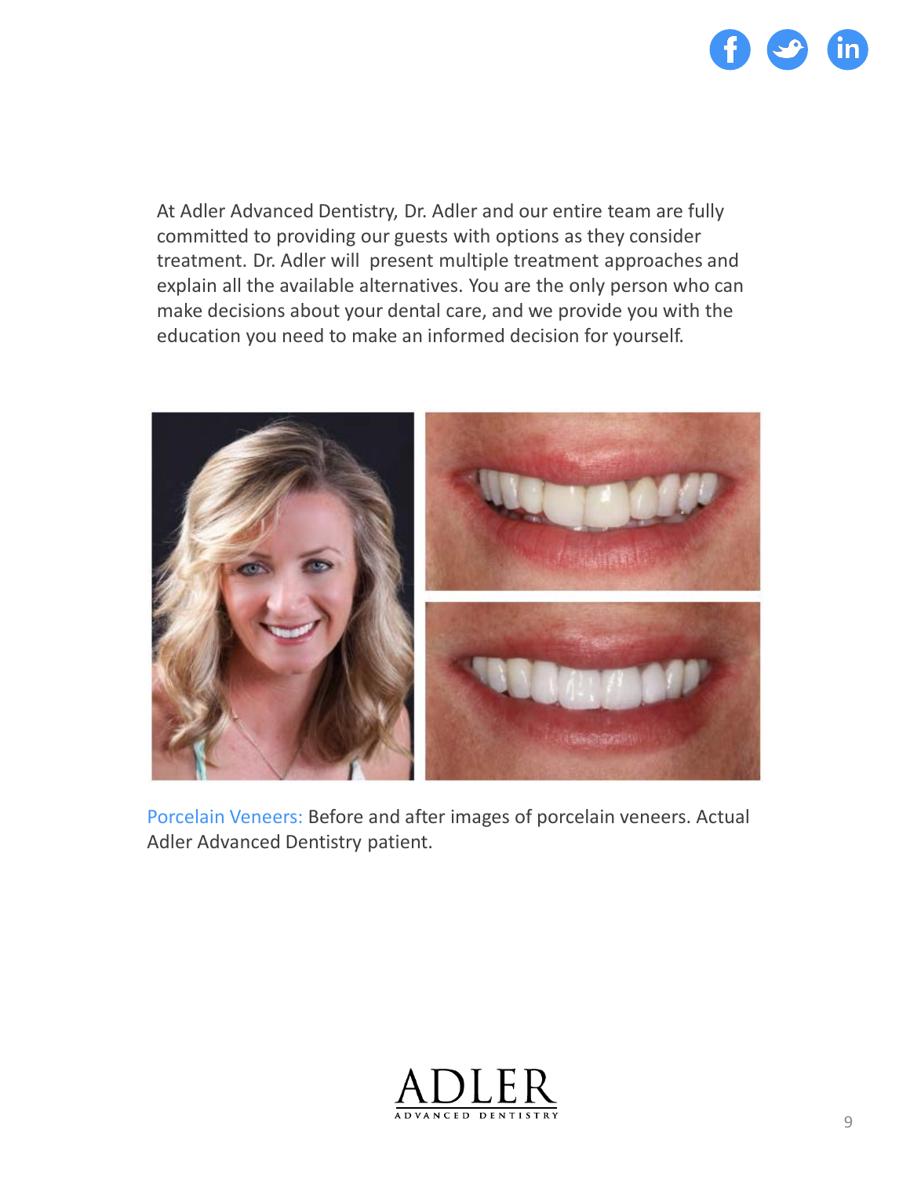At Adler Advanced Dentistry, Dr. Adler and our entire team are fully committed to providing our guests with options as they consider treatment. Dr. Adler will  present multiple treatment approaches and explain all the available alternatives. You are the only person who can make decisions about your dental care, and we provide you with the education you need to make an informed decision for yourself.

Porcelain Veneers: Before and after images of porcelain veneers. Actual Adler Advanced Dentistry patient.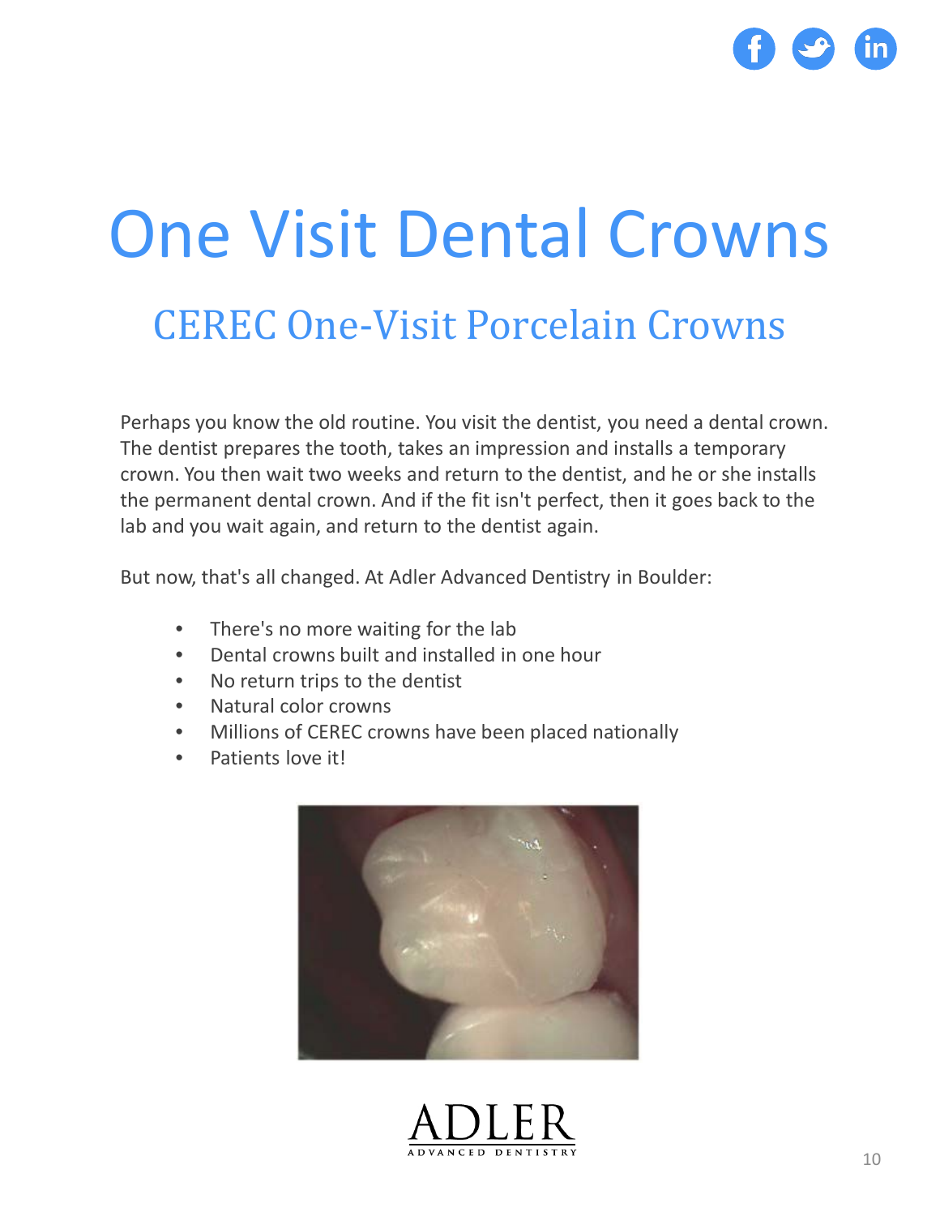# One Visit Dental Crowns

## CEREC One-Visit Porcelain Crowns

Perhaps you know the old routine. You visit the dentist, you need a dental crown. The dentist prepares the tooth, takes an impression and installs a temporary crown. You then wait two weeks and return to the dentist, and he or she installs the permanent dental crown. And if the fit isn't perfect, then it goes back to the lab and you wait again, and return to the dentist again.

But now, that's all changed. At Adler Advanced Dentistry in Boulder:

- There's no more waiting for the lab
- Dental crowns built and installed in one hour
- No return trips to the dentist
- Natural color crowns
- Millions of CEREC crowns have been placed nationally
- Patients love it!

ADLER
ADVANCED DENTISTRY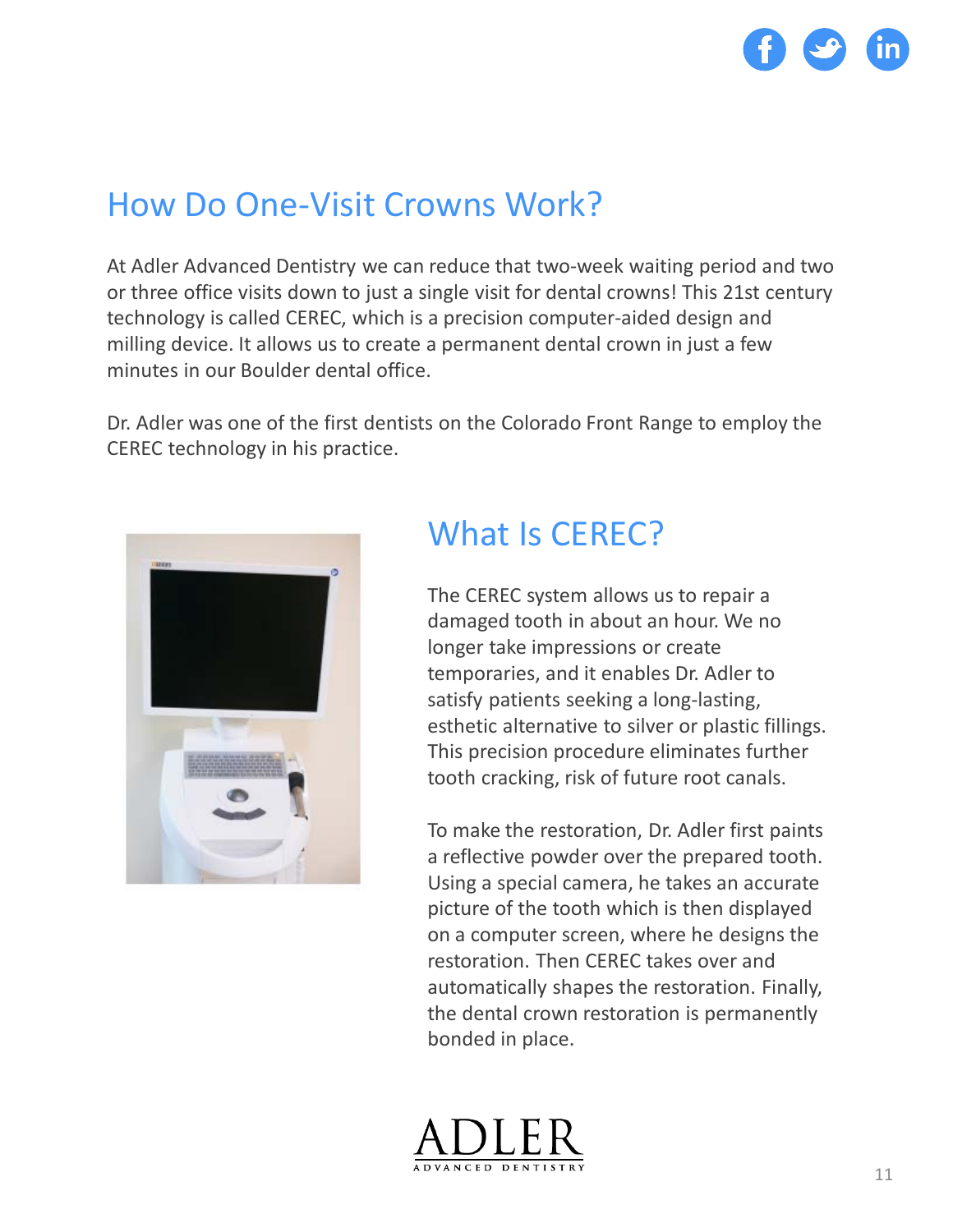## How Do One-Visit Crowns Work?

At Adler Advanced Dentistry we can reduce that two-week waiting period and two or three office visits down to just a single visit for dental crowns! This 21st century technology is called CEREC, which is a precision computer-aided design and milling device. It allows us to create a permanent dental crown in just a few minutes in our Boulder dental office.

Dr. Adler was one of the first dentists on the Colorado Front Range to employ the CEREC technology in his practice.

## What Is CEREC?

The CEREC system allows us to repair a damaged tooth in about an hour. We no longer take impressions or create temporaries, and it enables Dr. Adler to satisfy patients seeking a long-lasting, esthetic alternative to silver or plastic fillings. This precision procedure eliminates further tooth cracking, risk of future root canals.

To make the restoration, Dr. Adler first paints a reflective powder over the prepared tooth. Using a special camera, he takes an accurate picture of the tooth which is then displayed on a computer screen, where he designs the restoration. Then CEREC takes over and automatically shapes the restoration. Finally, the dental crown restoration is permanently bonded in place.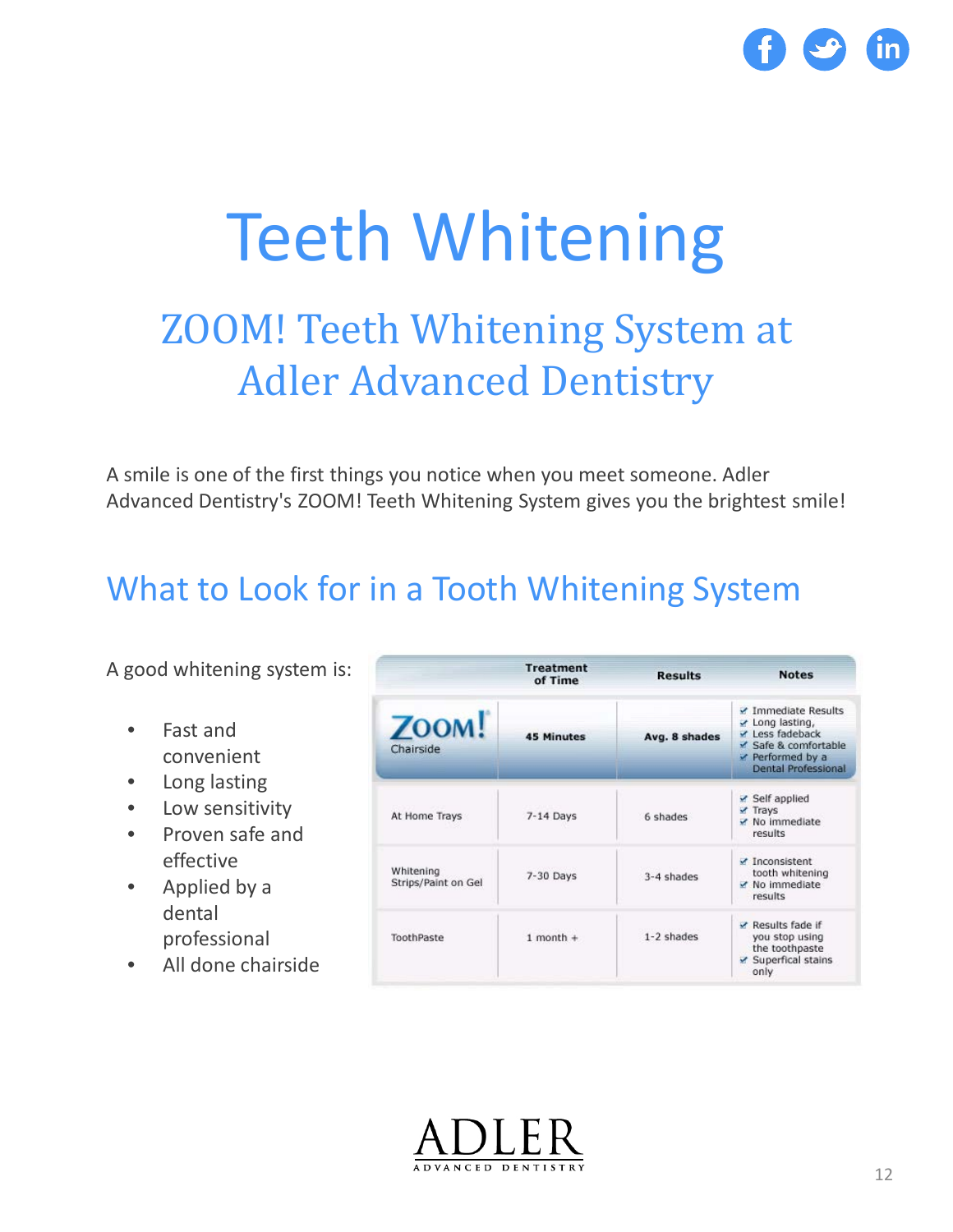# Teeth Whitening

## ZOOM! Teeth Whitening System at Adler Advanced Dentistry

A smile is one of the first things you notice when you meet someone. Adler Advanced Dentistry's ZOOM! Teeth Whitening System gives you the brightest smile!

## What to Look for in a Tooth Whitening System

A good whitening system is:

- Fast and convenient
- Long lasting
- Low sensitivity
- Proven safe and effective
- Applied by a dental professional
- All done chairside

| | Treatment of Time | Results | Notes |
|---|---|---|---|
| ZOOM! Chairside | **45 Minutes** | **Avg. 8 shades** | ✔ Immediate Results ✔ Long lasting, ✔ Less fadeback ✔ Safe & comfortable ✔ Performed by a Dental Professional |
| At Home Trays | 7-14 Days | 6 shades | ✔ Self applied ✔ Trays ✔ No immediate results |
| Whitening Strips/Paint on Gel | 7-30 Days | 3-4 shades | ✔ Inconsistent tooth whitening ✔ No immediate results |
| ToothPaste | 1 month + | 1-2 shades | ✔ Results fade if you stop using the toothpaste ✔ Superfical stains only |

ADLER
ADVANCED DENTISTRY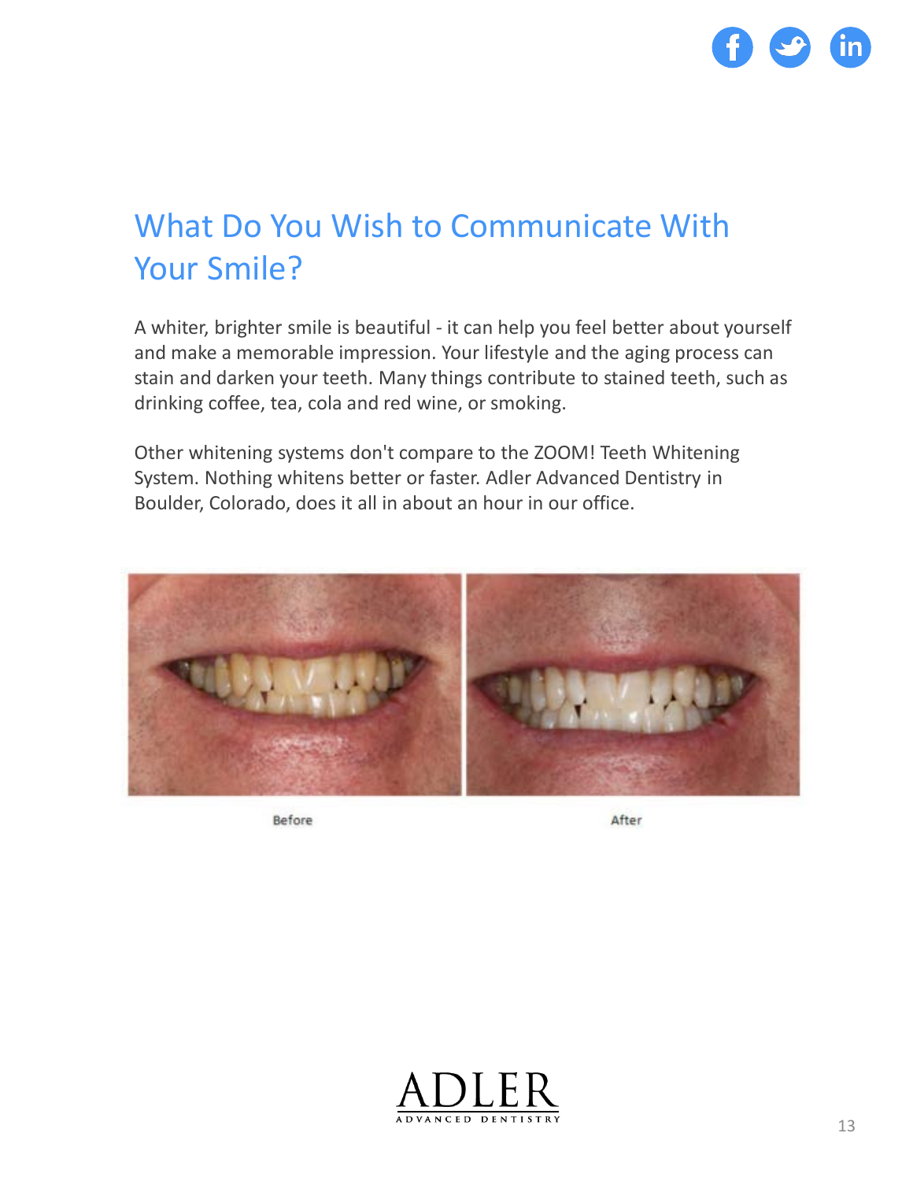## What Do You Wish to Communicate With Your Smile?

A whiter, brighter smile is beautiful - it can help you feel better about yourself and make a memorable impression. Your lifestyle and the aging process can stain and darken your teeth. Many things contribute to stained teeth, such as drinking coffee, tea, cola and red wine, or smoking.

Other whitening systems don't compare to the ZOOM! Teeth Whitening System. Nothing whitens better or faster. Adler Advanced Dentistry in Boulder, Colorado, does it all in about an hour in our office.

Before

After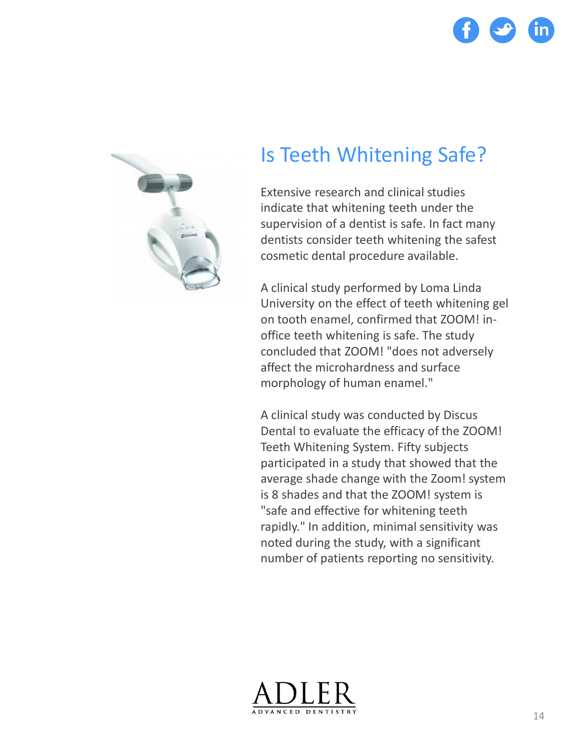# Is Teeth Whitening Safe?

Extensive research and clinical studies indicate that whitening teeth under the supervision of a dentist is safe. In fact many dentists consider teeth whitening the safest cosmetic dental procedure available.

A clinical study performed by Loma Linda University on the effect of teeth whitening gel on tooth enamel, confirmed that ZOOM! in-office teeth whitening is safe. The study concluded that ZOOM! "does not adversely affect the microhardness and surface morphology of human enamel."

A clinical study was conducted by Discus Dental to evaluate the efficacy of the ZOOM! Teeth Whitening System. Fifty subjects participated in a study that showed that the average shade change with the Zoom! system is 8 shades and that the ZOOM! system is "safe and effective for whitening teeth rapidly." In addition, minimal sensitivity was noted during the study, with a significant number of patients reporting no sensitivity.

ADLER
ADVANCED DENTISTRY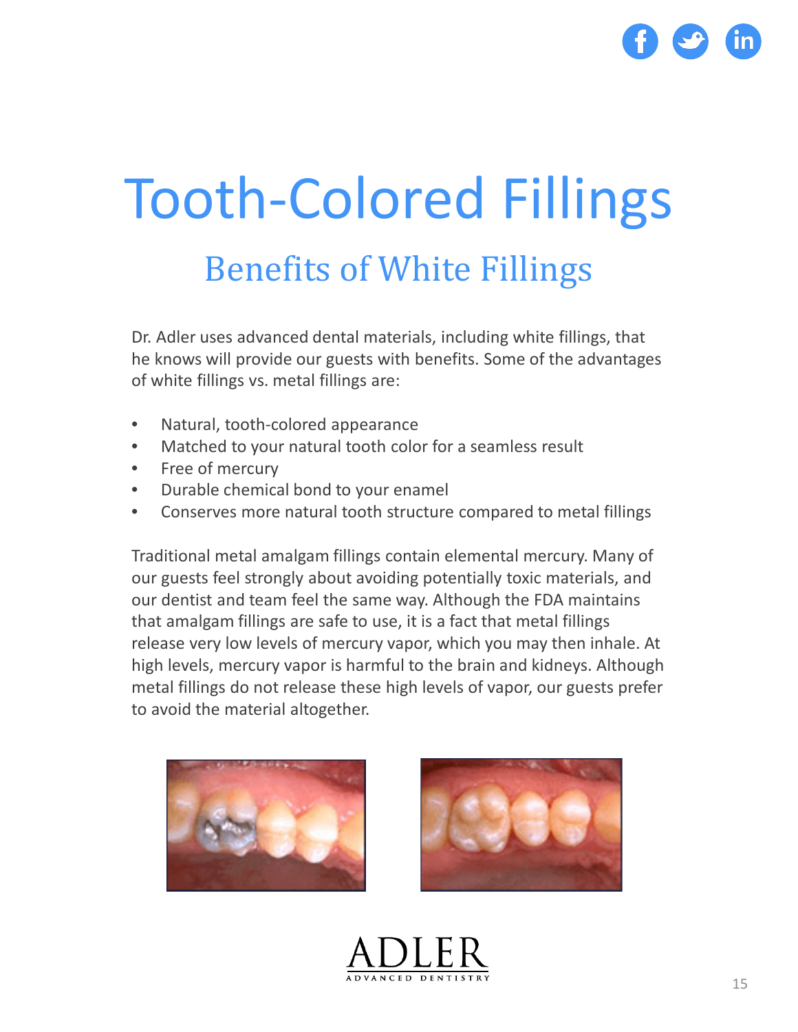# Tooth-Colored Fillings

## Benefits of White Fillings

Dr. Adler uses advanced dental materials, including white fillings, that he knows will provide our guests with benefits. Some of the advantages of white fillings vs. metal fillings are:

- Natural, tooth-colored appearance
- Matched to your natural tooth color for a seamless result
- Free of mercury
- Durable chemical bond to your enamel
- Conserves more natural tooth structure compared to metal fillings

Traditional metal amalgam fillings contain elemental mercury. Many of our guests feel strongly about avoiding potentially toxic materials, and our dentist and team feel the same way. Although the FDA maintains that amalgam fillings are safe to use, it is a fact that metal fillings release very low levels of mercury vapor, which you may then inhale. At high levels, mercury vapor is harmful to the brain and kidneys. Although metal fillings do not release these high levels of vapor, our guests prefer to avoid the material altogether.

ADLER
ADVANCED DENTISTRY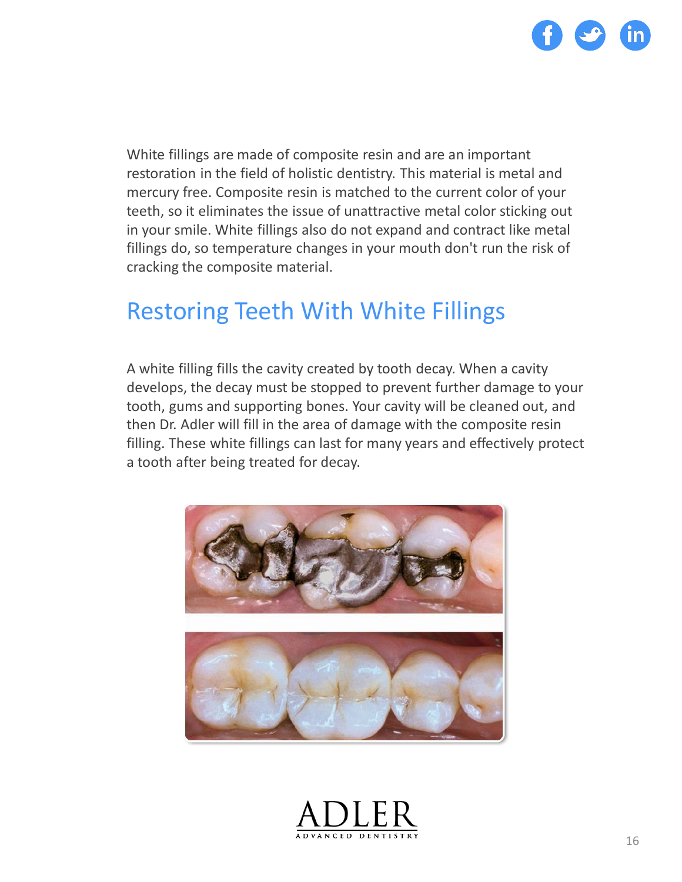White fillings are made of composite resin and are an important restoration in the field of holistic dentistry. This material is metal and mercury free. Composite resin is matched to the current color of your teeth, so it eliminates the issue of unattractive metal color sticking out in your smile. White fillings also do not expand and contract like metal fillings do, so temperature changes in your mouth don't run the risk of cracking the composite material.

## Restoring Teeth With White Fillings

A white filling fills the cavity created by tooth decay. When a cavity develops, the decay must be stopped to prevent further damage to your tooth, gums and supporting bones. Your cavity will be cleaned out, and then Dr. Adler will fill in the area of damage with the composite resin filling. These white fillings can last for many years and effectively protect a tooth after being treated for decay.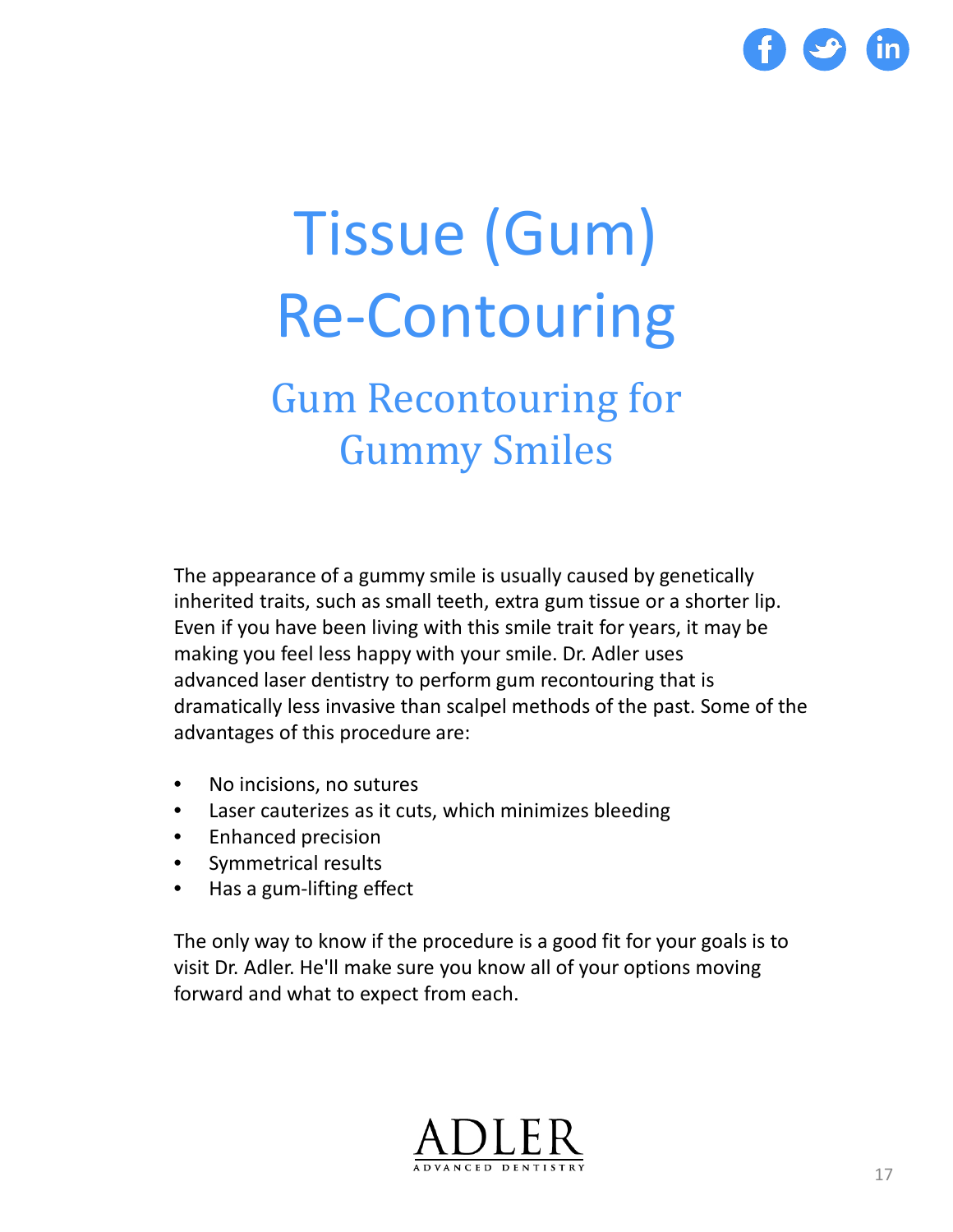# Tissue (Gum) Re-Contouring

## Gum Recontouring for Gummy Smiles

The appearance of a gummy smile is usually caused by genetically inherited traits, such as small teeth, extra gum tissue or a shorter lip. Even if you have been living with this smile trait for years, it may be making you feel less happy with your smile. Dr. Adler uses advanced laser dentistry to perform gum recontouring that is dramatically less invasive than scalpel methods of the past. Some of the advantages of this procedure are:

- No incisions, no sutures
- Laser cauterizes as it cuts, which minimizes bleeding
- Enhanced precision
- Symmetrical results
- Has a gum-lifting effect

The only way to know if the procedure is a good fit for your goals is to visit Dr. Adler. He'll make sure you know all of your options moving forward and what to expect from each.

ADLER
ADVANCED DENTISTRY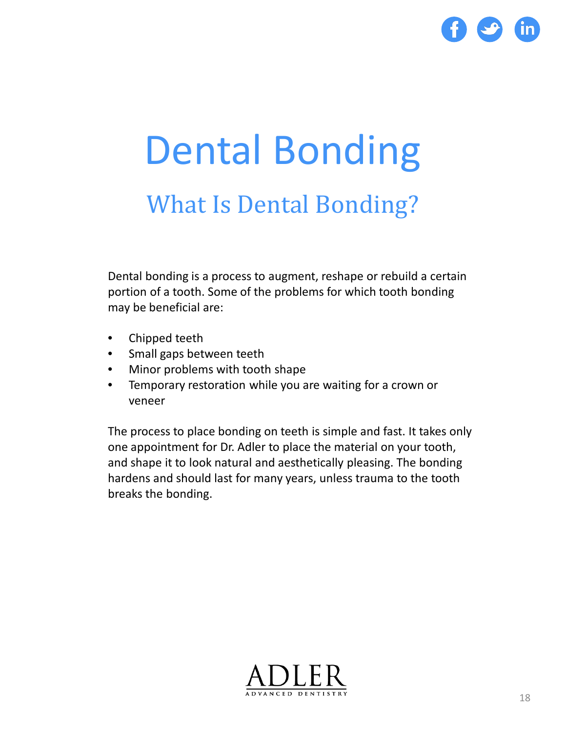# Dental Bonding

## What Is Dental Bonding?

Dental bonding is a process to augment, reshape or rebuild a certain portion of a tooth. Some of the problems for which tooth bonding may be beneficial are:

- Chipped teeth
- Small gaps between teeth
- Minor problems with tooth shape
- Temporary restoration while you are waiting for a crown or veneer

The process to place bonding on teeth is simple and fast. It takes only one appointment for Dr. Adler to place the material on your tooth, and shape it to look natural and aesthetically pleasing. The bonding hardens and should last for many years, unless trauma to the tooth breaks the bonding.

ADLER
ADVANCED DENTISTRY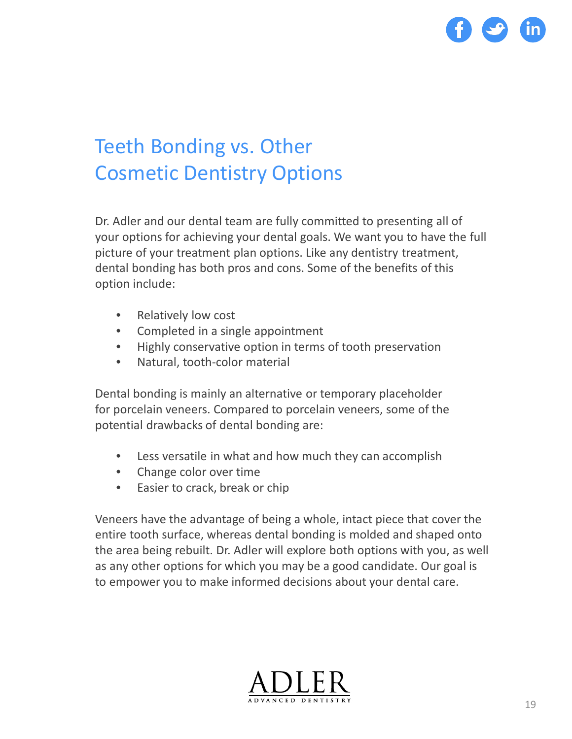# Teeth Bonding vs. Other Cosmetic Dentistry Options

Dr. Adler and our dental team are fully committed to presenting all of your options for achieving your dental goals. We want you to have the full picture of your treatment plan options. Like any dentistry treatment, dental bonding has both pros and cons. Some of the benefits of this option include:

- Relatively low cost
- Completed in a single appointment
- Highly conservative option in terms of tooth preservation
- Natural, tooth-color material

Dental bonding is mainly an alternative or temporary placeholder for porcelain veneers. Compared to porcelain veneers, some of the potential drawbacks of dental bonding are:

- Less versatile in what and how much they can accomplish
- Change color over time
- Easier to crack, break or chip

Veneers have the advantage of being a whole, intact piece that cover the entire tooth surface, whereas dental bonding is molded and shaped onto the area being rebuilt. Dr. Adler will explore both options with you, as well as any other options for which you may be a good candidate. Our goal is to empower you to make informed decisions about your dental care.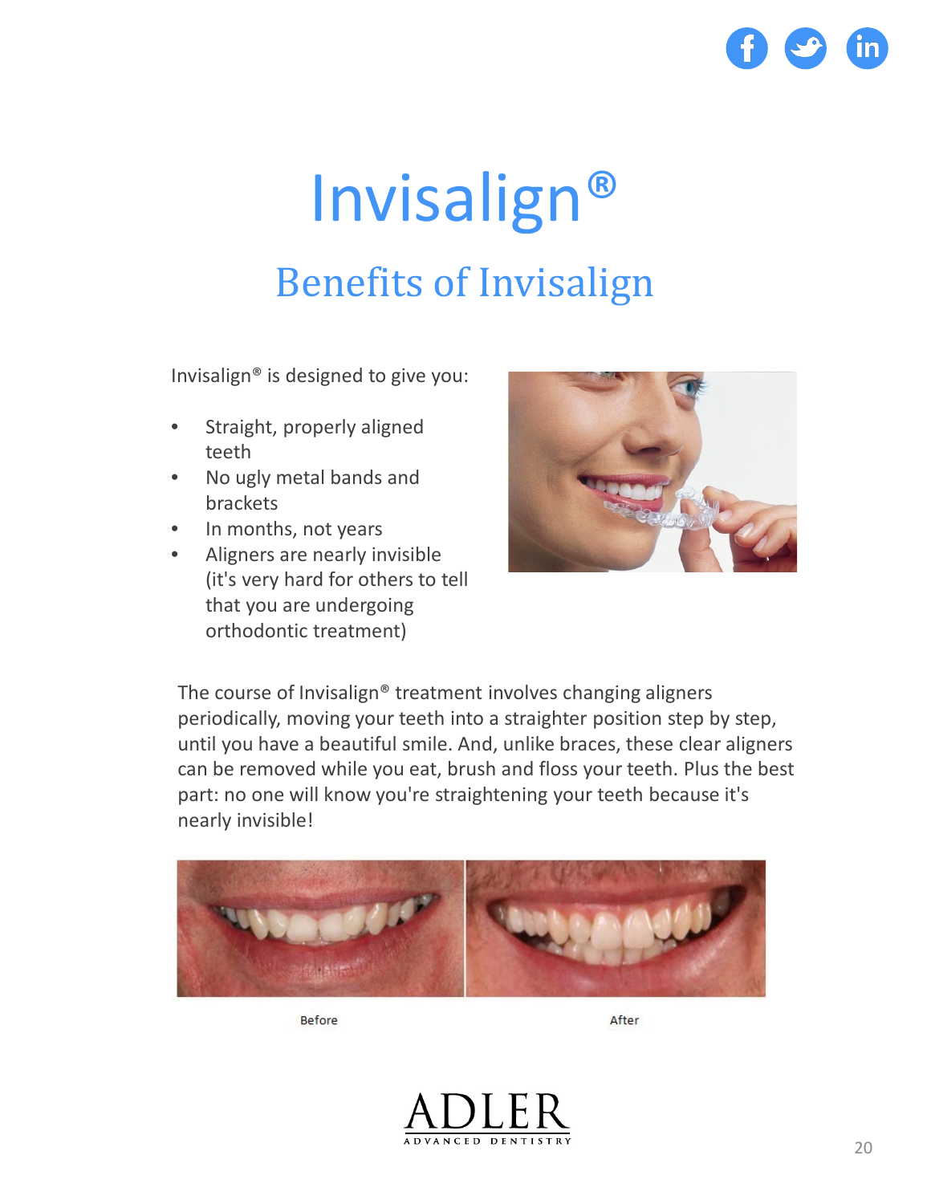# Invisalign®

## Benefits of Invisalign

Invisalign® is designed to give you:

- Straight, properly aligned teeth
- No ugly metal bands and brackets
- In months, not years
- Aligners are nearly invisible (it's very hard for others to tell that you are undergoing orthodontic treatment)

The course of Invisalign® treatment involves changing aligners periodically, moving your teeth into a straighter position step by step, until you have a beautiful smile. And, unlike braces, these clear aligners can be removed while you eat, brush and floss your teeth. Plus the best part: no one will know you're straightening your teeth because it's nearly invisible!

Before

After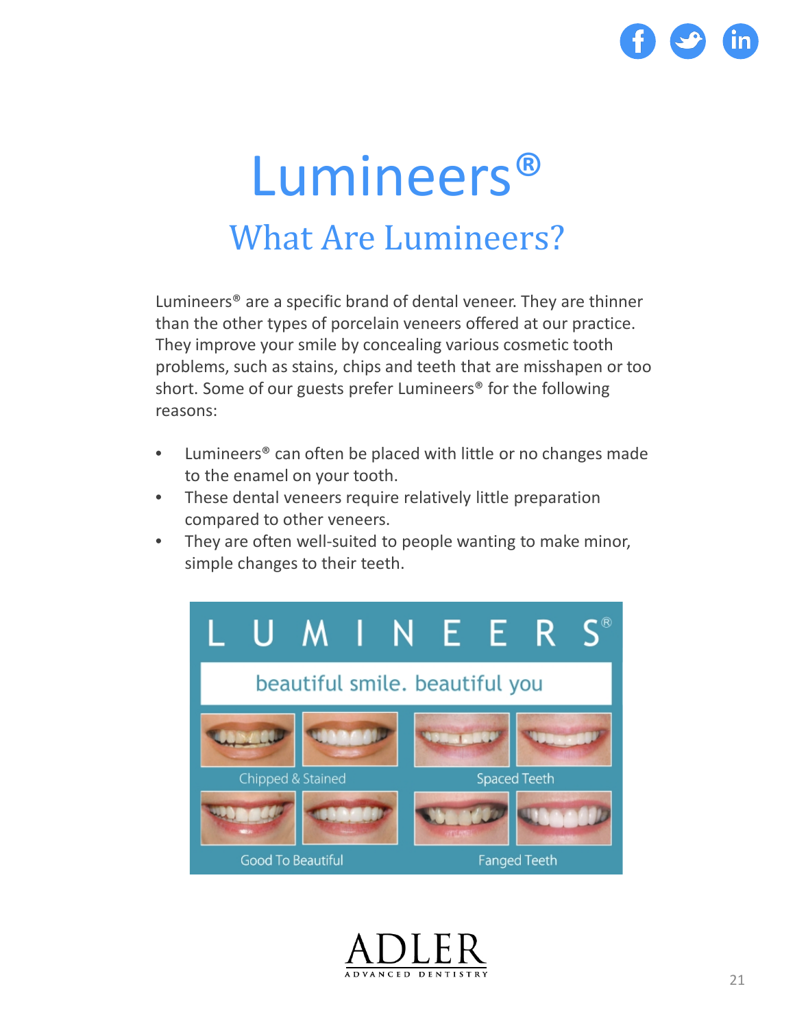# Lumineers®

## What Are Lumineers?

Lumineers® are a specific brand of dental veneer. They are thinner than the other types of porcelain veneers offered at our practice. They improve your smile by concealing various cosmetic tooth problems, such as stains, chips and teeth that are misshapen or too short. Some of our guests prefer Lumineers® for the following reasons:

- Lumineers® can often be placed with little or no changes made to the enamel on your tooth.
- These dental veneers require relatively little preparation compared to other veneers.
- They are often well-suited to people wanting to make minor, simple changes to their teeth.

LUMINEERS®

beautiful smile. beautiful you

Chipped & Stained

Spaced Teeth

Good To Beautiful

Fanged Teeth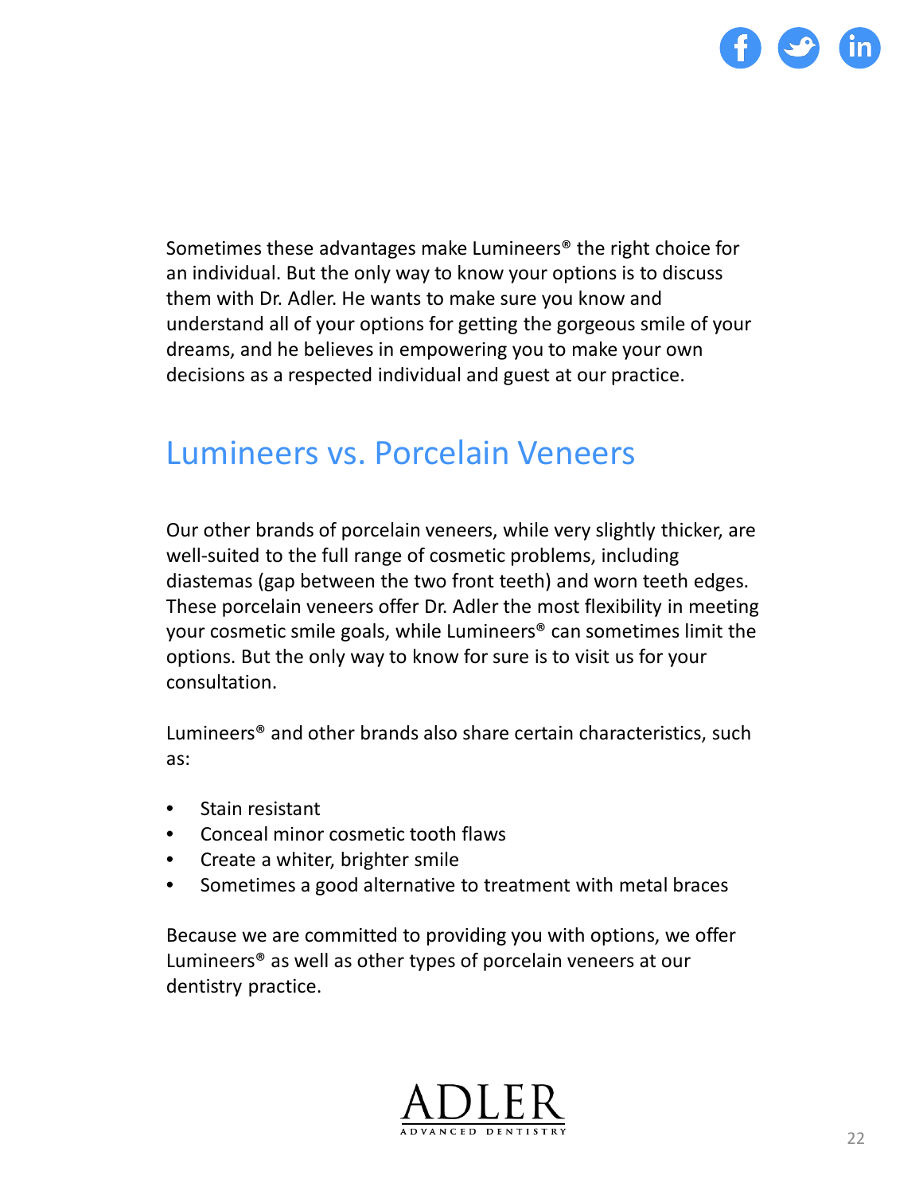Sometimes these advantages make Lumineers® the right choice for an individual. But the only way to know your options is to discuss them with Dr. Adler. He wants to make sure you know and understand all of your options for getting the gorgeous smile of your dreams, and he believes in empowering you to make your own decisions as a respected individual and guest at our practice.

## Lumineers vs. Porcelain Veneers

Our other brands of porcelain veneers, while very slightly thicker, are well-suited to the full range of cosmetic problems, including diastemas (gap between the two front teeth) and worn teeth edges. These porcelain veneers offer Dr. Adler the most flexibility in meeting your cosmetic smile goals, while Lumineers® can sometimes limit the options. But the only way to know for sure is to visit us for your consultation.

Lumineers® and other brands also share certain characteristics, such as:

- Stain resistant
- Conceal minor cosmetic tooth flaws
- Create a whiter, brighter smile
- Sometimes a good alternative to treatment with metal braces

Because we are committed to providing you with options, we offer Lumineers® as well as other types of porcelain veneers at our dentistry practice.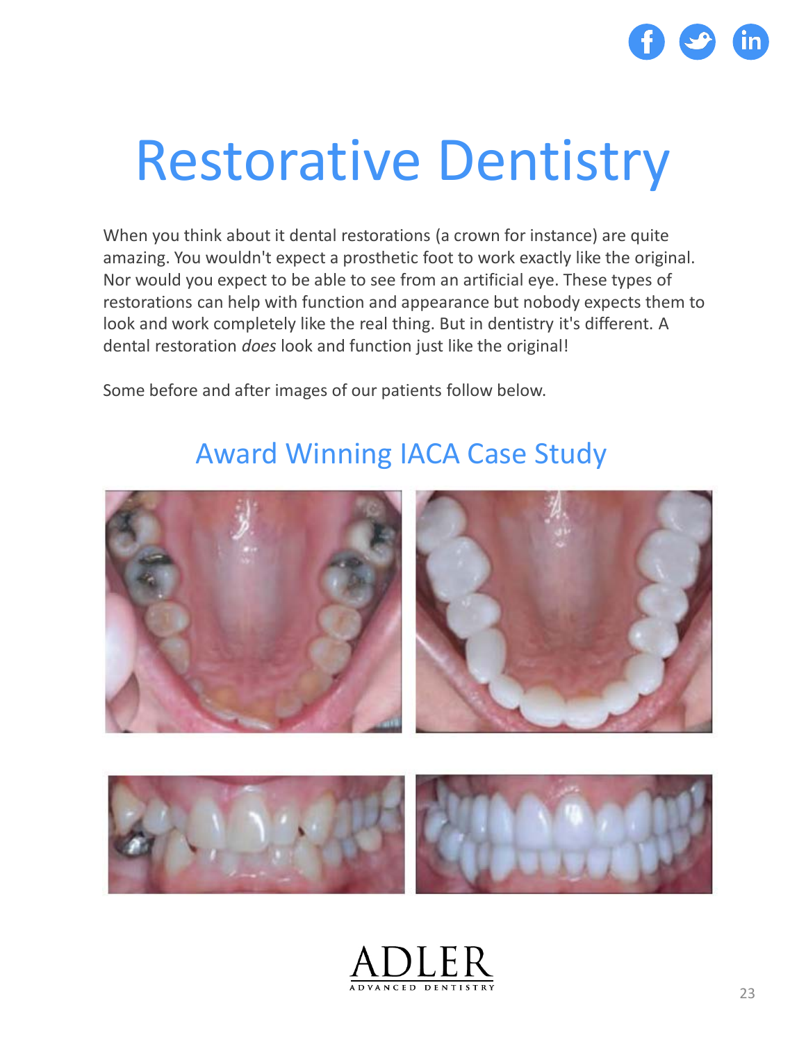# Restorative Dentistry

When you think about it dental restorations (a crown for instance) are quite amazing. You wouldn't expect a prosthetic foot to work exactly like the original. Nor would you expect to be able to see from an artificial eye. These types of restorations can help with function and appearance but nobody expects them to look and work completely like the real thing. But in dentistry it's different. A dental restoration *does* look and function just like the original!

Some before and after images of our patients follow below.

## Award Winning IACA Case Study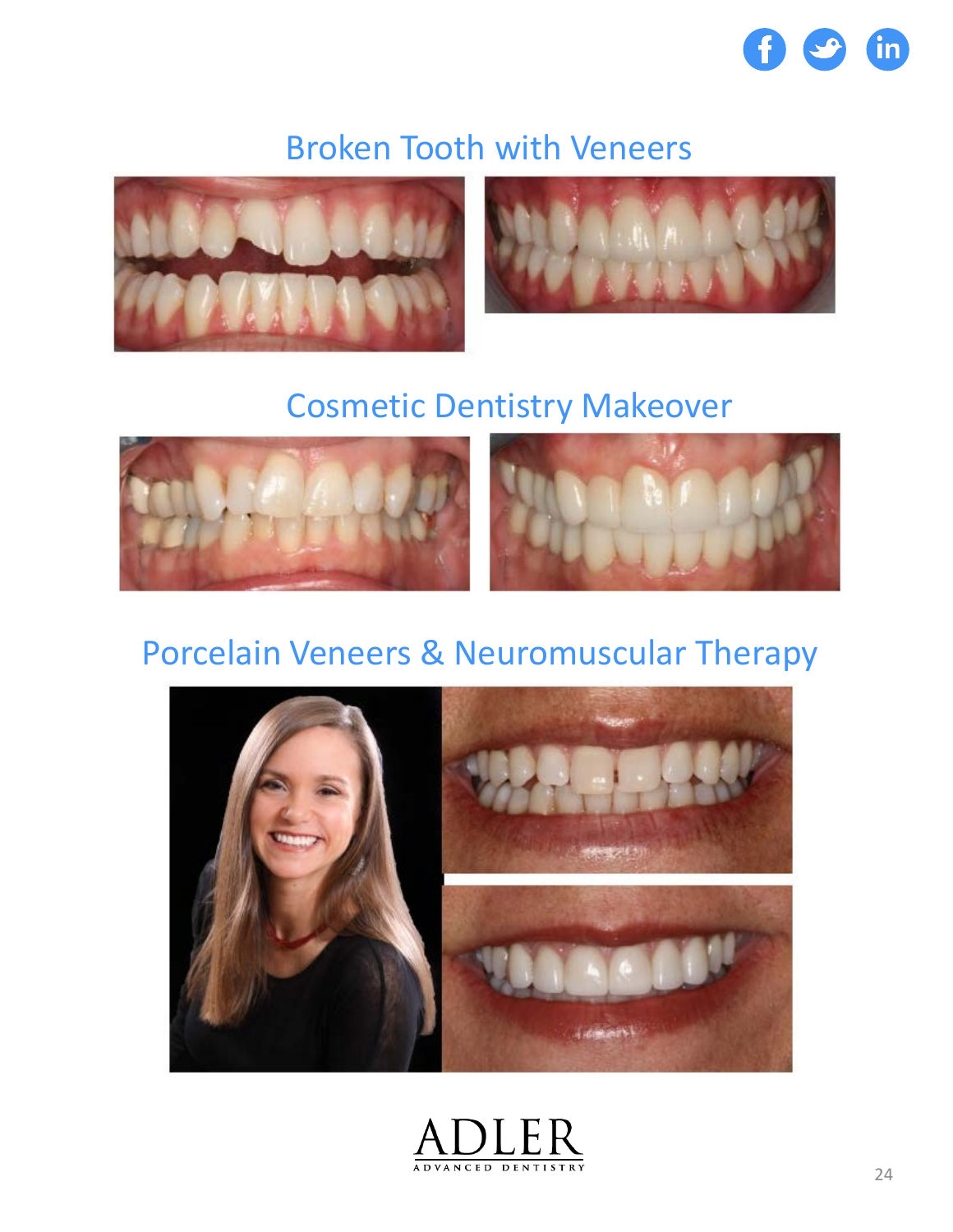## Broken Tooth with Veneers

## Cosmetic Dentistry Makeover

## Porcelain Veneers & Neuromuscular Therapy

ADLER
ADVANCED DENTISTRY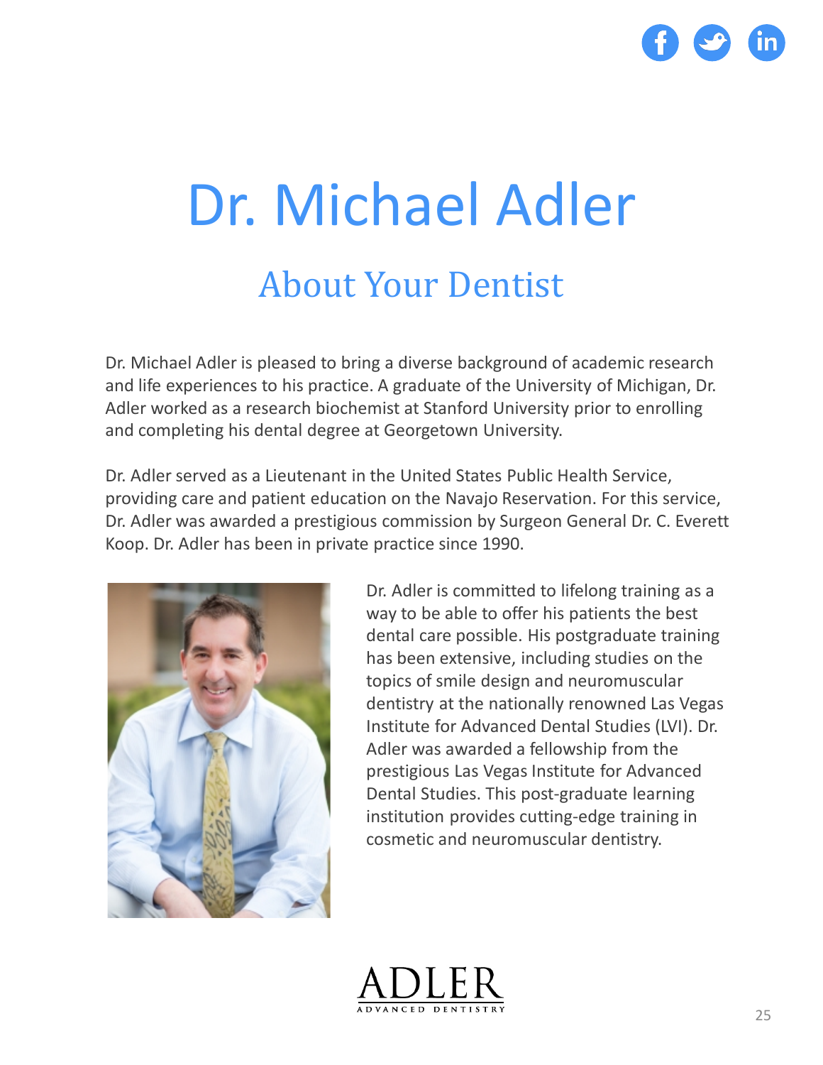# Dr. Michael Adler

## About Your Dentist

Dr. Michael Adler is pleased to bring a diverse background of academic research and life experiences to his practice. A graduate of the University of Michigan, Dr. Adler worked as a research biochemist at Stanford University prior to enrolling and completing his dental degree at Georgetown University.

Dr. Adler served as a Lieutenant in the United States Public Health Service, providing care and patient education on the Navajo Reservation. For this service, Dr. Adler was awarded a prestigious commission by Surgeon General Dr. C. Everett Koop. Dr. Adler has been in private practice since 1990.

Dr. Adler is committed to lifelong training as a way to be able to offer his patients the best dental care possible. His postgraduate training has been extensive, including studies on the topics of smile design and neuromuscular dentistry at the nationally renowned Las Vegas Institute for Advanced Dental Studies (LVI). Dr. Adler was awarded a fellowship from the prestigious Las Vegas Institute for Advanced Dental Studies. This post-graduate learning institution provides cutting-edge training in cosmetic and neuromuscular dentistry.

ADLER
ADVANCED DENTISTRY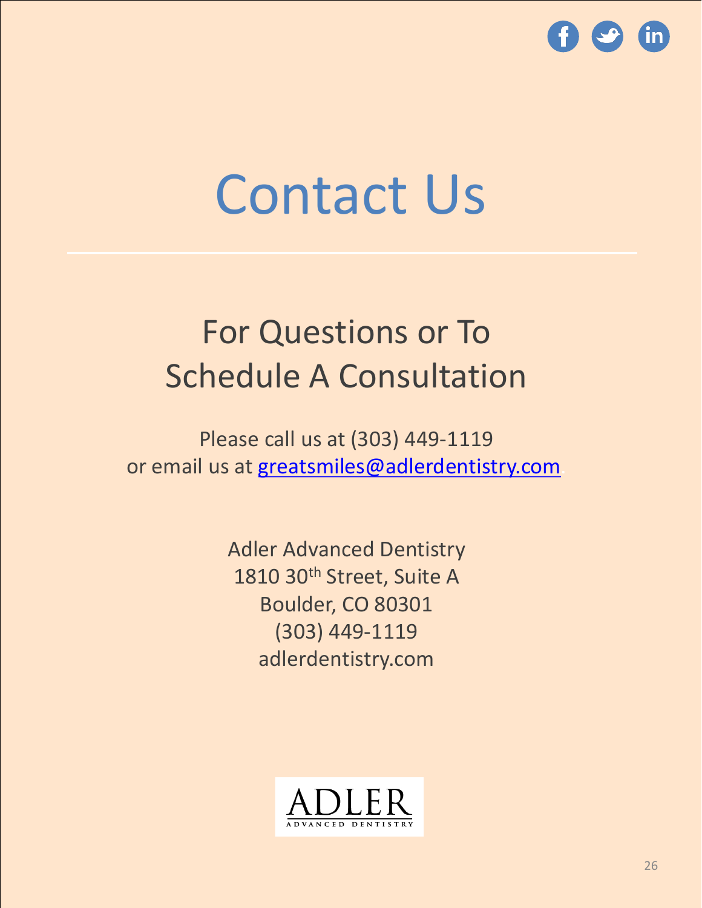# Contact Us

## For Questions or To Schedule A Consultation

Please call us at (303) 449-1119
or email us at greatsmiles@adlerdentistry.com.

Adler Advanced Dentistry
1810 30th Street, Suite A
Boulder, CO 80301
(303) 449-1119
adlerdentistry.com

ADLER
ADVANCED DENTISTRY